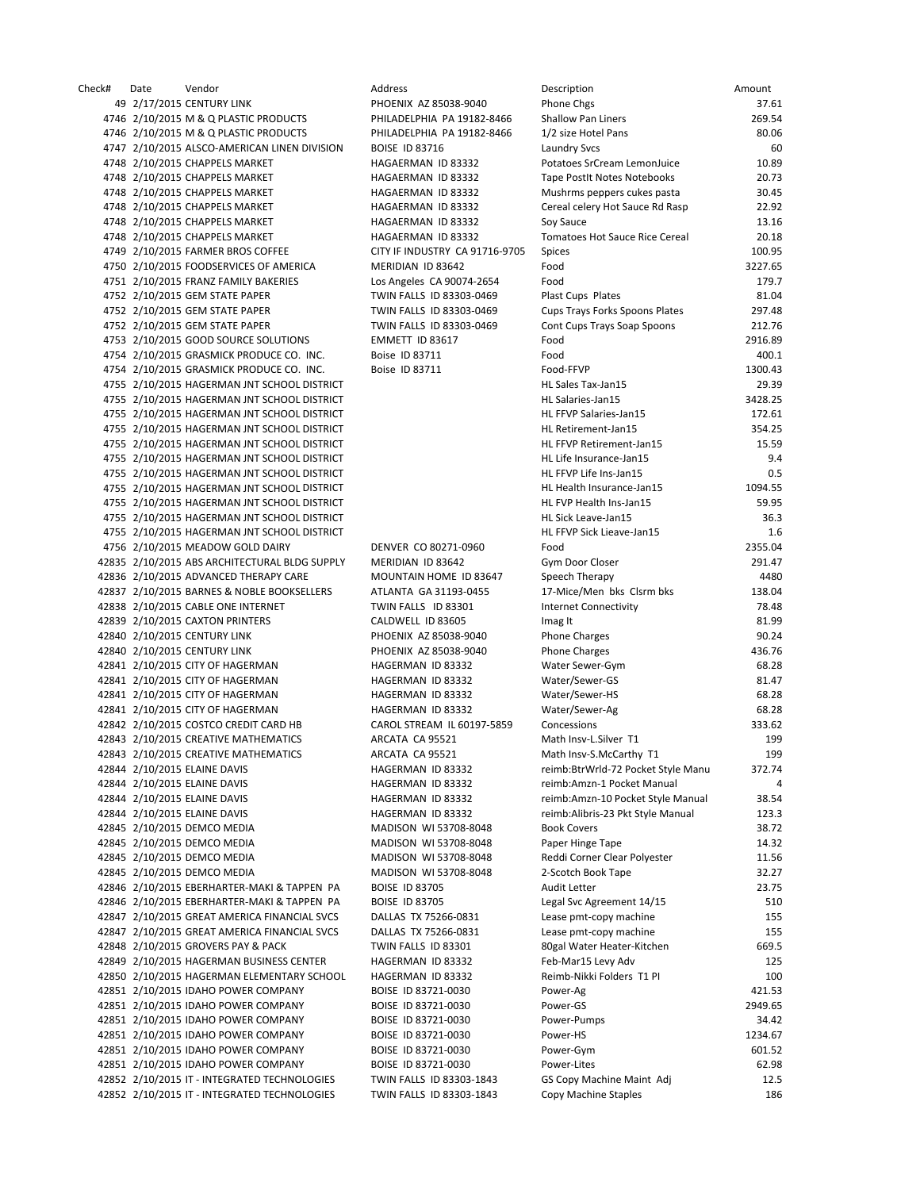| Check# | Date | Vendor | Address | Description | Amount |
|---|---|---|---|---|---|
| 49 | 2/17/2015 | CENTURY LINK | PHOENIX AZ 85038-9040 | Phone Chgs | 37.61 |
| 4746 | 2/10/2015 | M & Q PLASTIC PRODUCTS | PHILADELPHIA PA 19182-8466 | Shallow Pan Liners | 269.54 |
| 4746 | 2/10/2015 | M & Q PLASTIC PRODUCTS | PHILADELPHIA PA 19182-8466 | 1/2 size Hotel Pans | 80.06 |
| 4747 | 2/10/2015 | ALSCO-AMERICAN LINEN DIVISION | BOISE ID 83716 | Laundry Svcs | 60 |
| 4748 | 2/10/2015 | CHAPPELS MARKET | HAGAERMAN ID 83332 | Potatoes SrCream LemonJuice | 10.89 |
| 4748 | 2/10/2015 | CHAPPELS MARKET | HAGAERMAN ID 83332 | Tape PostIt Notes Notebooks | 20.73 |
| 4748 | 2/10/2015 | CHAPPELS MARKET | HAGAERMAN ID 83332 | Mushrms peppers cukes pasta | 30.45 |
| 4748 | 2/10/2015 | CHAPPELS MARKET | HAGAERMAN ID 83332 | Cereal celery Hot Sauce Rd Rasp | 22.92 |
| 4748 | 2/10/2015 | CHAPPELS MARKET | HAGAERMAN ID 83332 | Soy Sauce | 13.16 |
| 4748 | 2/10/2015 | CHAPPELS MARKET | HAGAERMAN ID 83332 | Tomatoes Hot Sauce Rice Cereal | 20.18 |
| 4749 | 2/10/2015 | FARMER BROS COFFEE | CITY IF INDUSTRY CA 91716-9705 | Spices | 100.95 |
| 4750 | 2/10/2015 | FOODSERVICES OF AMERICA | MERIDIAN ID 83642 | Food | 3227.65 |
| 4751 | 2/10/2015 | FRANZ FAMILY BAKERIES | Los Angeles CA 90074-2654 | Food | 179.7 |
| 4752 | 2/10/2015 | GEM STATE PAPER | TWIN FALLS ID 83303-0469 | Plast Cups Plates | 81.04 |
| 4752 | 2/10/2015 | GEM STATE PAPER | TWIN FALLS ID 83303-0469 | Cups Trays Forks Spoons Plates | 297.48 |
| 4752 | 2/10/2015 | GEM STATE PAPER | TWIN FALLS ID 83303-0469 | Cont Cups Trays Soap Spoons | 212.76 |
| 4753 | 2/10/2015 | GOOD SOURCE SOLUTIONS | EMMETT ID 83617 | Food | 2916.89 |
| 4754 | 2/10/2015 | GRASMICK PRODUCE CO. INC. | Boise ID 83711 | Food | 400.1 |
| 4754 | 2/10/2015 | GRASMICK PRODUCE CO. INC. | Boise ID 83711 | Food-FFVP | 1300.43 |
| 4755 | 2/10/2015 | HAGERMAN JNT SCHOOL DISTRICT | | HL Sales Tax-Jan15 | 29.39 |
| 4755 | 2/10/2015 | HAGERMAN JNT SCHOOL DISTRICT | | HL Salaries-Jan15 | 3428.25 |
| 4755 | 2/10/2015 | HAGERMAN JNT SCHOOL DISTRICT | | HL FFVP Salaries-Jan15 | 172.61 |
| 4755 | 2/10/2015 | HAGERMAN JNT SCHOOL DISTRICT | | HL Retirement-Jan15 | 354.25 |
| 4755 | 2/10/2015 | HAGERMAN JNT SCHOOL DISTRICT | | HL FFVP Retirement-Jan15 | 15.59 |
| 4755 | 2/10/2015 | HAGERMAN JNT SCHOOL DISTRICT | | HL Life Insurance-Jan15 | 9.4 |
| 4755 | 2/10/2015 | HAGERMAN JNT SCHOOL DISTRICT | | HL FFVP Life Ins-Jan15 | 0.5 |
| 4755 | 2/10/2015 | HAGERMAN JNT SCHOOL DISTRICT | | HL Health Insurance-Jan15 | 1094.55 |
| 4755 | 2/10/2015 | HAGERMAN JNT SCHOOL DISTRICT | | HL FVP Health Ins-Jan15 | 59.95 |
| 4755 | 2/10/2015 | HAGERMAN JNT SCHOOL DISTRICT | | HL Sick Leave-Jan15 | 36.3 |
| 4755 | 2/10/2015 | HAGERMAN JNT SCHOOL DISTRICT | | HL FFVP Sick Lieave-Jan15 | 1.6 |
| 4756 | 2/10/2015 | MEADOW GOLD DAIRY | DENVER CO 80271-0960 | Food | 2355.04 |
| 42835 | 2/10/2015 | ABS ARCHITECTURAL BLDG SUPPLY | MERIDIAN ID 83642 | Gym Door Closer | 291.47 |
| 42836 | 2/10/2015 | ADVANCED THERAPY CARE | MOUNTAIN HOME ID 83647 | Speech Therapy | 4480 |
| 42837 | 2/10/2015 | BARNES & NOBLE BOOKSELLERS | ATLANTA GA 31193-0455 | 17-Mice/Men bks Clsrm bks | 138.04 |
| 42838 | 2/10/2015 | CABLE ONE INTERNET | TWIN FALLS ID 83301 | Internet Connectivity | 78.48 |
| 42839 | 2/10/2015 | CAXTON PRINTERS | CALDWELL ID 83605 | Imag It | 81.99 |
| 42840 | 2/10/2015 | CENTURY LINK | PHOENIX AZ 85038-9040 | Phone Charges | 90.24 |
| 42840 | 2/10/2015 | CENTURY LINK | PHOENIX AZ 85038-9040 | Phone Charges | 436.76 |
| 42841 | 2/10/2015 | CITY OF HAGERMAN | HAGERMAN ID 83332 | Water Sewer-Gym | 68.28 |
| 42841 | 2/10/2015 | CITY OF HAGERMAN | HAGERMAN ID 83332 | Water/Sewer-GS | 81.47 |
| 42841 | 2/10/2015 | CITY OF HAGERMAN | HAGERMAN ID 83332 | Water/Sewer-HS | 68.28 |
| 42841 | 2/10/2015 | CITY OF HAGERMAN | HAGERMAN ID 83332 | Water/Sewer-Ag | 68.28 |
| 42842 | 2/10/2015 | COSTCO CREDIT CARD HB | CAROL STREAM IL 60197-5859 | Concessions | 333.62 |
| 42843 | 2/10/2015 | CREATIVE MATHEMATICS | ARCATA CA 95521 | Math Insv-L.Silver T1 | 199 |
| 42843 | 2/10/2015 | CREATIVE MATHEMATICS | ARCATA CA 95521 | Math Insv-S.McCarthy T1 | 199 |
| 42844 | 2/10/2015 | ELAINE DAVIS | HAGERMAN ID 83332 | reimb:BtrWrld-72 Pocket Style Manu | 372.74 |
| 42844 | 2/10/2015 | ELAINE DAVIS | HAGERMAN ID 83332 | reimb:Amzn-1 Pocket Manual | 4 |
| 42844 | 2/10/2015 | ELAINE DAVIS | HAGERMAN ID 83332 | reimb:Amzn-10 Pocket Style Manual | 38.54 |
| 42844 | 2/10/2015 | ELAINE DAVIS | HAGERMAN ID 83332 | reimb:Alibris-23 Pkt Style Manual | 123.3 |
| 42845 | 2/10/2015 | DEMCO MEDIA | MADISON WI 53708-8048 | Book Covers | 38.72 |
| 42845 | 2/10/2015 | DEMCO MEDIA | MADISON WI 53708-8048 | Paper Hinge Tape | 14.32 |
| 42845 | 2/10/2015 | DEMCO MEDIA | MADISON WI 53708-8048 | Reddi Corner Clear Polyester | 11.56 |
| 42845 | 2/10/2015 | DEMCO MEDIA | MADISON WI 53708-8048 | 2-Scotch Book Tape | 32.27 |
| 42846 | 2/10/2015 | EBERHARTER-MAKI & TAPPEN PA | BOISE ID 83705 | Audit Letter | 23.75 |
| 42846 | 2/10/2015 | EBERHARTER-MAKI & TAPPEN PA | BOISE ID 83705 | Legal Svc Agreement 14/15 | 510 |
| 42847 | 2/10/2015 | GREAT AMERICA FINANCIAL SVCS | DALLAS TX 75266-0831 | Lease pmt-copy machine | 155 |
| 42847 | 2/10/2015 | GREAT AMERICA FINANCIAL SVCS | DALLAS TX 75266-0831 | Lease pmt-copy machine | 155 |
| 42848 | 2/10/2015 | GROVERS PAY & PACK | TWIN FALLS ID 83301 | 80gal Water Heater-Kitchen | 669.5 |
| 42849 | 2/10/2015 | HAGERMAN BUSINESS CENTER | HAGERMAN ID 83332 | Feb-Mar15 Levy Adv | 125 |
| 42850 | 2/10/2015 | HAGERMAN ELEMENTARY SCHOOL | HAGERMAN ID 83332 | Reimb-Nikki Folders T1 PI | 100 |
| 42851 | 2/10/2015 | IDAHO POWER COMPANY | BOISE ID 83721-0030 | Power-Ag | 421.53 |
| 42851 | 2/10/2015 | IDAHO POWER COMPANY | BOISE ID 83721-0030 | Power-GS | 2949.65 |
| 42851 | 2/10/2015 | IDAHO POWER COMPANY | BOISE ID 83721-0030 | Power-Pumps | 34.42 |
| 42851 | 2/10/2015 | IDAHO POWER COMPANY | BOISE ID 83721-0030 | Power-HS | 1234.67 |
| 42851 | 2/10/2015 | IDAHO POWER COMPANY | BOISE ID 83721-0030 | Power-Gym | 601.52 |
| 42851 | 2/10/2015 | IDAHO POWER COMPANY | BOISE ID 83721-0030 | Power-Lites | 62.98 |
| 42852 | 2/10/2015 | IT - INTEGRATED TECHNOLOGIES | TWIN FALLS ID 83303-1843 | GS Copy Machine Maint Adj | 12.5 |
| 42852 | 2/10/2015 | IT - INTEGRATED TECHNOLOGIES | TWIN FALLS ID 83303-1843 | Copy Machine Staples | 186 |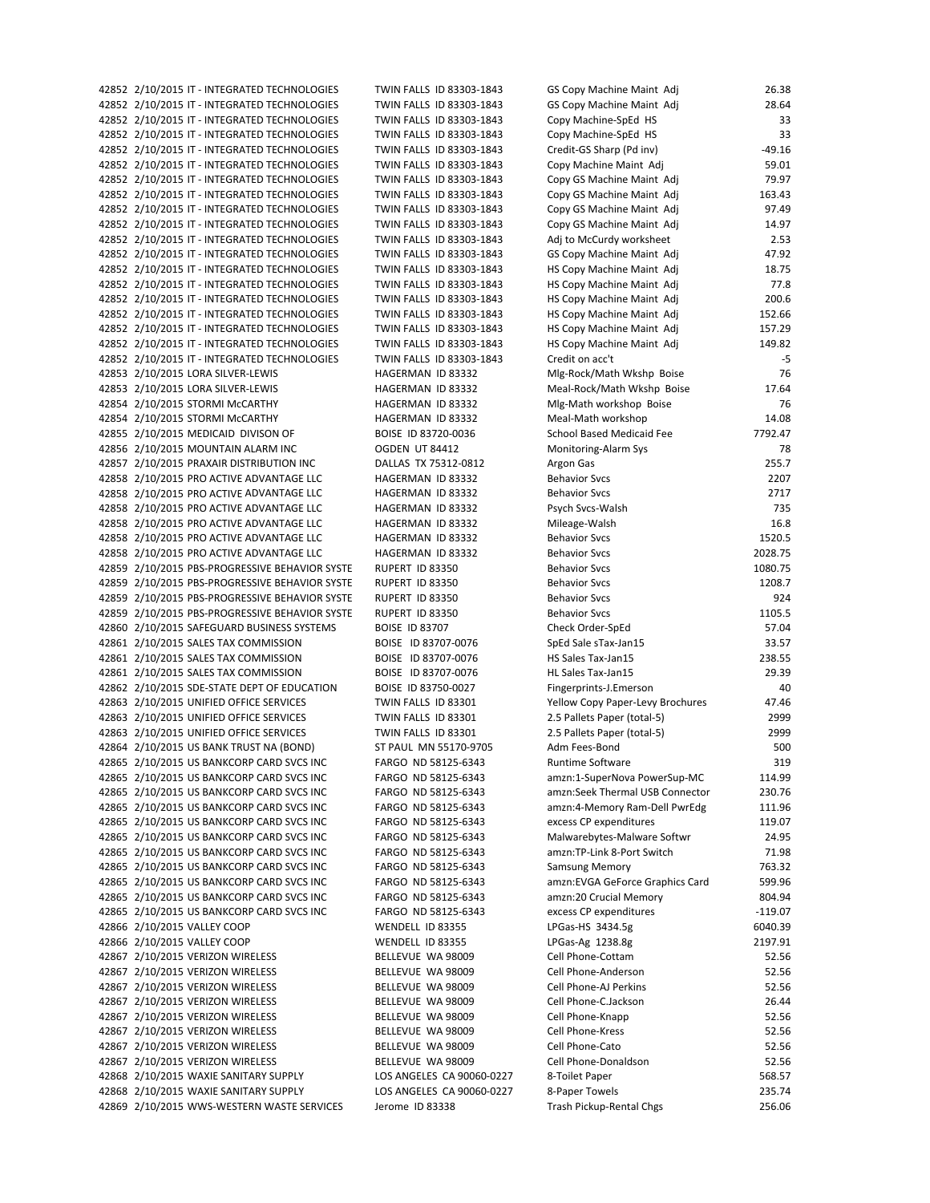| | | | | | |
|---|---|---|---|---|---|
| 42852 | 2/10/2015 | IT - INTEGRATED TECHNOLOGIES | TWIN FALLS ID 83303-1843 | GS Copy Machine Maint Adj | 26.38 |
| 42852 | 2/10/2015 | IT - INTEGRATED TECHNOLOGIES | TWIN FALLS ID 83303-1843 | GS Copy Machine Maint Adj | 28.64 |
| 42852 | 2/10/2015 | IT - INTEGRATED TECHNOLOGIES | TWIN FALLS ID 83303-1843 | Copy Machine-SpEd HS | 33 |
| 42852 | 2/10/2015 | IT - INTEGRATED TECHNOLOGIES | TWIN FALLS ID 83303-1843 | Copy Machine-SpEd HS | 33 |
| 42852 | 2/10/2015 | IT - INTEGRATED TECHNOLOGIES | TWIN FALLS ID 83303-1843 | Credit-GS Sharp (Pd inv) | -49.16 |
| 42852 | 2/10/2015 | IT - INTEGRATED TECHNOLOGIES | TWIN FALLS ID 83303-1843 | Copy Machine Maint Adj | 59.01 |
| 42852 | 2/10/2015 | IT - INTEGRATED TECHNOLOGIES | TWIN FALLS ID 83303-1843 | Copy GS Machine Maint Adj | 79.97 |
| 42852 | 2/10/2015 | IT - INTEGRATED TECHNOLOGIES | TWIN FALLS ID 83303-1843 | Copy GS Machine Maint Adj | 163.43 |
| 42852 | 2/10/2015 | IT - INTEGRATED TECHNOLOGIES | TWIN FALLS ID 83303-1843 | Copy GS Machine Maint Adj | 97.49 |
| 42852 | 2/10/2015 | IT - INTEGRATED TECHNOLOGIES | TWIN FALLS ID 83303-1843 | Copy GS Machine Maint Adj | 14.97 |
| 42852 | 2/10/2015 | IT - INTEGRATED TECHNOLOGIES | TWIN FALLS ID 83303-1843 | Adj to McCurdy worksheet | 2.53 |
| 42852 | 2/10/2015 | IT - INTEGRATED TECHNOLOGIES | TWIN FALLS ID 83303-1843 | GS Copy Machine Maint Adj | 47.92 |
| 42852 | 2/10/2015 | IT - INTEGRATED TECHNOLOGIES | TWIN FALLS ID 83303-1843 | HS Copy Machine Maint Adj | 18.75 |
| 42852 | 2/10/2015 | IT - INTEGRATED TECHNOLOGIES | TWIN FALLS ID 83303-1843 | HS Copy Machine Maint Adj | 77.8 |
| 42852 | 2/10/2015 | IT - INTEGRATED TECHNOLOGIES | TWIN FALLS ID 83303-1843 | HS Copy Machine Maint Adj | 200.6 |
| 42852 | 2/10/2015 | IT - INTEGRATED TECHNOLOGIES | TWIN FALLS ID 83303-1843 | HS Copy Machine Maint Adj | 152.66 |
| 42852 | 2/10/2015 | IT - INTEGRATED TECHNOLOGIES | TWIN FALLS ID 83303-1843 | HS Copy Machine Maint Adj | 157.29 |
| 42852 | 2/10/2015 | IT - INTEGRATED TECHNOLOGIES | TWIN FALLS ID 83303-1843 | HS Copy Machine Maint Adj | 149.82 |
| 42852 | 2/10/2015 | IT - INTEGRATED TECHNOLOGIES | TWIN FALLS ID 83303-1843 | Credit on acc't | -5 |
| 42853 | 2/10/2015 | LORA SILVER-LEWIS | HAGERMAN ID 83332 | Mlg-Rock/Math Wkshp Boise | 76 |
| 42853 | 2/10/2015 | LORA SILVER-LEWIS | HAGERMAN ID 83332 | Meal-Rock/Math Wkshp Boise | 17.64 |
| 42854 | 2/10/2015 | STORMI McCARTHY | HAGERMAN ID 83332 | Mlg-Math workshop Boise | 76 |
| 42854 | 2/10/2015 | STORMI McCARTHY | HAGERMAN ID 83332 | Meal-Math workshop | 14.08 |
| 42855 | 2/10/2015 | MEDICAID DIVISON OF | BOISE ID 83720-0036 | School Based Medicaid Fee | 7792.47 |
| 42856 | 2/10/2015 | MOUNTAIN ALARM INC | OGDEN UT 84412 | Monitoring-Alarm Sys | 78 |
| 42857 | 2/10/2015 | PRAXAIR DISTRIBUTION INC | DALLAS TX 75312-0812 | Argon Gas | 255.7 |
| 42858 | 2/10/2015 | PRO ACTIVE ADVANTAGE LLC | HAGERMAN ID 83332 | Behavior Svcs | 2207 |
| 42858 | 2/10/2015 | PRO ACTIVE ADVANTAGE LLC | HAGERMAN ID 83332 | Behavior Svcs | 2717 |
| 42858 | 2/10/2015 | PRO ACTIVE ADVANTAGE LLC | HAGERMAN ID 83332 | Psych Svcs-Walsh | 735 |
| 42858 | 2/10/2015 | PRO ACTIVE ADVANTAGE LLC | HAGERMAN ID 83332 | Mileage-Walsh | 16.8 |
| 42858 | 2/10/2015 | PRO ACTIVE ADVANTAGE LLC | HAGERMAN ID 83332 | Behavior Svcs | 1520.5 |
| 42858 | 2/10/2015 | PRO ACTIVE ADVANTAGE LLC | HAGERMAN ID 83332 | Behavior Svcs | 2028.75 |
| 42859 | 2/10/2015 | PBS-PROGRESSIVE BEHAVIOR SYSTE | RUPERT ID 83350 | Behavior Svcs | 1080.75 |
| 42859 | 2/10/2015 | PBS-PROGRESSIVE BEHAVIOR SYSTE | RUPERT ID 83350 | Behavior Svcs | 1208.7 |
| 42859 | 2/10/2015 | PBS-PROGRESSIVE BEHAVIOR SYSTE | RUPERT ID 83350 | Behavior Svcs | 924 |
| 42859 | 2/10/2015 | PBS-PROGRESSIVE BEHAVIOR SYSTE | RUPERT ID 83350 | Behavior Svcs | 1105.5 |
| 42860 | 2/10/2015 | SAFEGUARD BUSINESS SYSTEMS | BOISE ID 83707 | Check Order-SpEd | 57.04 |
| 42861 | 2/10/2015 | SALES TAX COMMISSION | BOISE ID 83707-0076 | SpEd Sale sTax-Jan15 | 33.57 |
| 42861 | 2/10/2015 | SALES TAX COMMISSION | BOISE ID 83707-0076 | HS Sales Tax-Jan15 | 238.55 |
| 42861 | 2/10/2015 | SALES TAX COMMISSION | BOISE ID 83707-0076 | HL Sales Tax-Jan15 | 29.39 |
| 42862 | 2/10/2015 | SDE-STATE DEPT OF EDUCATION | BOISE ID 83750-0027 | Fingerprints-J.Emerson | 40 |
| 42863 | 2/10/2015 | UNIFIED OFFICE SERVICES | TWIN FALLS ID 83301 | Yellow Copy Paper-Levy Brochures | 47.46 |
| 42863 | 2/10/2015 | UNIFIED OFFICE SERVICES | TWIN FALLS ID 83301 | 2.5 Pallets Paper (total-5) | 2999 |
| 42863 | 2/10/2015 | UNIFIED OFFICE SERVICES | TWIN FALLS ID 83301 | 2.5 Pallets Paper (total-5) | 2999 |
| 42864 | 2/10/2015 | US BANK TRUST NA (BOND) | ST PAUL MN 55170-9705 | Adm Fees-Bond | 500 |
| 42865 | 2/10/2015 | US BANKCORP CARD SVCS INC | FARGO ND 58125-6343 | Runtime Software | 319 |
| 42865 | 2/10/2015 | US BANKCORP CARD SVCS INC | FARGO ND 58125-6343 | amzn:1-SuperNova PowerSup-MC | 114.99 |
| 42865 | 2/10/2015 | US BANKCORP CARD SVCS INC | FARGO ND 58125-6343 | amzn:Seek Thermal USB Connector | 230.76 |
| 42865 | 2/10/2015 | US BANKCORP CARD SVCS INC | FARGO ND 58125-6343 | amzn:4-Memory Ram-Dell PwrEdg | 111.96 |
| 42865 | 2/10/2015 | US BANKCORP CARD SVCS INC | FARGO ND 58125-6343 | excess CP expenditures | 119.07 |
| 42865 | 2/10/2015 | US BANKCORP CARD SVCS INC | FARGO ND 58125-6343 | Malwarebytes-Malware Softwr | 24.95 |
| 42865 | 2/10/2015 | US BANKCORP CARD SVCS INC | FARGO ND 58125-6343 | amzn:TP-Link 8-Port Switch | 71.98 |
| 42865 | 2/10/2015 | US BANKCORP CARD SVCS INC | FARGO ND 58125-6343 | Samsung Memory | 763.32 |
| 42865 | 2/10/2015 | US BANKCORP CARD SVCS INC | FARGO ND 58125-6343 | amzn:EVGA GeForce Graphics Card | 599.96 |
| 42865 | 2/10/2015 | US BANKCORP CARD SVCS INC | FARGO ND 58125-6343 | amzn:20 Crucial Memory | 804.94 |
| 42865 | 2/10/2015 | US BANKCORP CARD SVCS INC | FARGO ND 58125-6343 | excess CP expenditures | -119.07 |
| 42866 | 2/10/2015 | VALLEY COOP | WENDELL ID 83355 | LPGas-HS 3434.5g | 6040.39 |
| 42866 | 2/10/2015 | VALLEY COOP | WENDELL ID 83355 | LPGas-Ag 1238.8g | 2197.91 |
| 42867 | 2/10/2015 | VERIZON WIRELESS | BELLEVUE WA 98009 | Cell Phone-Cottam | 52.56 |
| 42867 | 2/10/2015 | VERIZON WIRELESS | BELLEVUE WA 98009 | Cell Phone-Anderson | 52.56 |
| 42867 | 2/10/2015 | VERIZON WIRELESS | BELLEVUE WA 98009 | Cell Phone-AJ Perkins | 52.56 |
| 42867 | 2/10/2015 | VERIZON WIRELESS | BELLEVUE WA 98009 | Cell Phone-C.Jackson | 26.44 |
| 42867 | 2/10/2015 | VERIZON WIRELESS | BELLEVUE WA 98009 | Cell Phone-Knapp | 52.56 |
| 42867 | 2/10/2015 | VERIZON WIRELESS | BELLEVUE WA 98009 | Cell Phone-Kress | 52.56 |
| 42867 | 2/10/2015 | VERIZON WIRELESS | BELLEVUE WA 98009 | Cell Phone-Cato | 52.56 |
| 42867 | 2/10/2015 | VERIZON WIRELESS | BELLEVUE WA 98009 | Cell Phone-Donaldson | 52.56 |
| 42868 | 2/10/2015 | WAXIE SANITARY SUPPLY | LOS ANGELES CA 90060-0227 | 8-Toilet Paper | 568.57 |
| 42868 | 2/10/2015 | WAXIE SANITARY SUPPLY | LOS ANGELES CA 90060-0227 | 8-Paper Towels | 235.74 |
| 42869 | 2/10/2015 | WWS-WESTERN WASTE SERVICES | Jerome ID 83338 | Trash Pickup-Rental Chgs | 256.06 |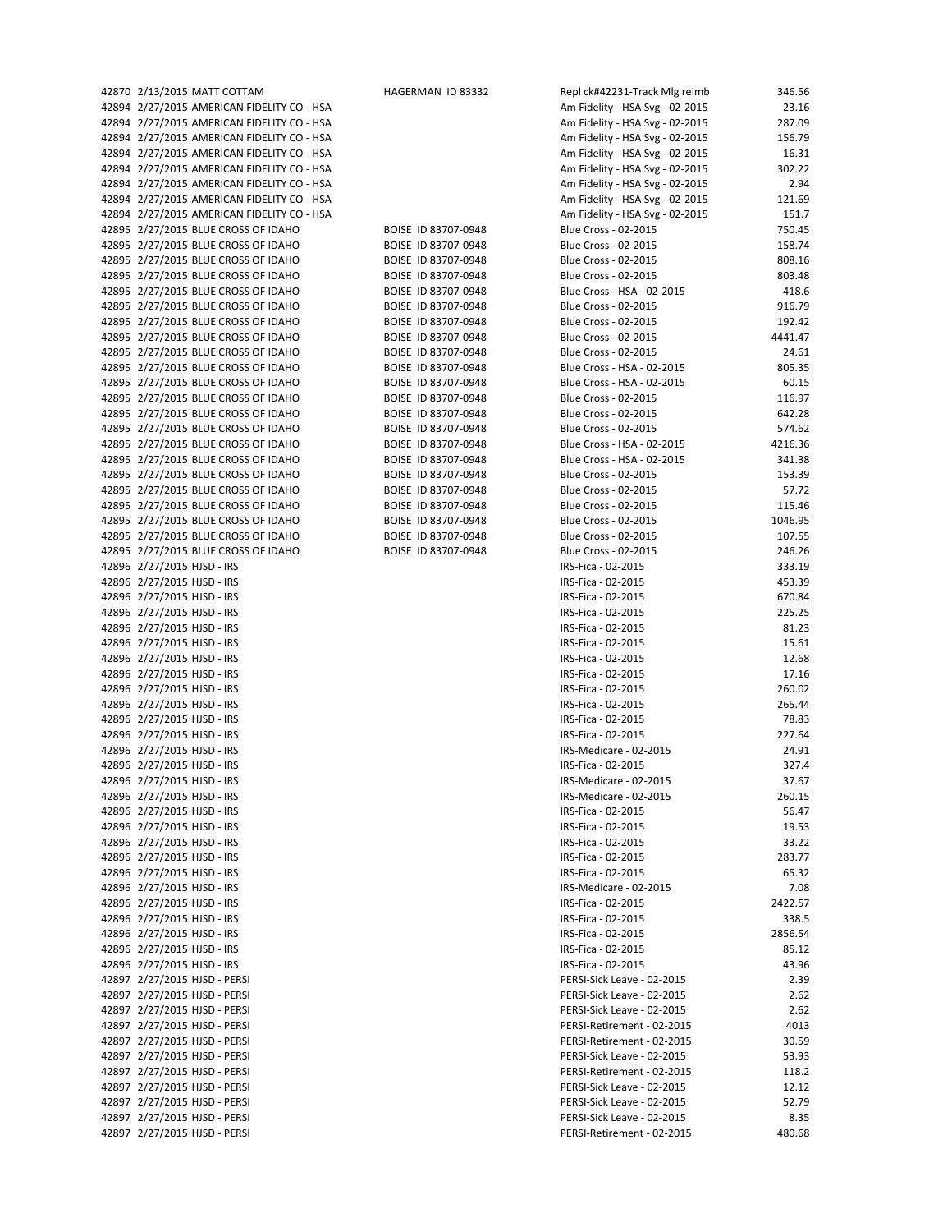| | | | | | |
|---|---|---|---|---|---|
| 42870 | 2/13/2015 | MATT COTTAM | HAGERMAN ID 83332 | Repl ck#42231-Track Mlg reimb | 346.56 |
| 42894 | 2/27/2015 | AMERICAN FIDELITY CO - HSA | | Am Fidelity - HSA Svg - 02-2015 | 23.16 |
| 42894 | 2/27/2015 | AMERICAN FIDELITY CO - HSA | | Am Fidelity - HSA Svg - 02-2015 | 287.09 |
| 42894 | 2/27/2015 | AMERICAN FIDELITY CO - HSA | | Am Fidelity - HSA Svg - 02-2015 | 156.79 |
| 42894 | 2/27/2015 | AMERICAN FIDELITY CO - HSA | | Am Fidelity - HSA Svg - 02-2015 | 16.31 |
| 42894 | 2/27/2015 | AMERICAN FIDELITY CO - HSA | | Am Fidelity - HSA Svg - 02-2015 | 302.22 |
| 42894 | 2/27/2015 | AMERICAN FIDELITY CO - HSA | | Am Fidelity - HSA Svg - 02-2015 | 2.94 |
| 42894 | 2/27/2015 | AMERICAN FIDELITY CO - HSA | | Am Fidelity - HSA Svg - 02-2015 | 121.69 |
| 42894 | 2/27/2015 | AMERICAN FIDELITY CO - HSA | | Am Fidelity - HSA Svg - 02-2015 | 151.7 |
| 42895 | 2/27/2015 | BLUE CROSS OF IDAHO | BOISE ID 83707-0948 | Blue Cross - 02-2015 | 750.45 |
| 42895 | 2/27/2015 | BLUE CROSS OF IDAHO | BOISE ID 83707-0948 | Blue Cross - 02-2015 | 158.74 |
| 42895 | 2/27/2015 | BLUE CROSS OF IDAHO | BOISE ID 83707-0948 | Blue Cross - 02-2015 | 808.16 |
| 42895 | 2/27/2015 | BLUE CROSS OF IDAHO | BOISE ID 83707-0948 | Blue Cross - 02-2015 | 803.48 |
| 42895 | 2/27/2015 | BLUE CROSS OF IDAHO | BOISE ID 83707-0948 | Blue Cross - HSA - 02-2015 | 418.6 |
| 42895 | 2/27/2015 | BLUE CROSS OF IDAHO | BOISE ID 83707-0948 | Blue Cross - 02-2015 | 916.79 |
| 42895 | 2/27/2015 | BLUE CROSS OF IDAHO | BOISE ID 83707-0948 | Blue Cross - 02-2015 | 192.42 |
| 42895 | 2/27/2015 | BLUE CROSS OF IDAHO | BOISE ID 83707-0948 | Blue Cross - 02-2015 | 4441.47 |
| 42895 | 2/27/2015 | BLUE CROSS OF IDAHO | BOISE ID 83707-0948 | Blue Cross - 02-2015 | 24.61 |
| 42895 | 2/27/2015 | BLUE CROSS OF IDAHO | BOISE ID 83707-0948 | Blue Cross - HSA - 02-2015 | 805.35 |
| 42895 | 2/27/2015 | BLUE CROSS OF IDAHO | BOISE ID 83707-0948 | Blue Cross - HSA - 02-2015 | 60.15 |
| 42895 | 2/27/2015 | BLUE CROSS OF IDAHO | BOISE ID 83707-0948 | Blue Cross - 02-2015 | 116.97 |
| 42895 | 2/27/2015 | BLUE CROSS OF IDAHO | BOISE ID 83707-0948 | Blue Cross - 02-2015 | 642.28 |
| 42895 | 2/27/2015 | BLUE CROSS OF IDAHO | BOISE ID 83707-0948 | Blue Cross - 02-2015 | 574.62 |
| 42895 | 2/27/2015 | BLUE CROSS OF IDAHO | BOISE ID 83707-0948 | Blue Cross - HSA - 02-2015 | 4216.36 |
| 42895 | 2/27/2015 | BLUE CROSS OF IDAHO | BOISE ID 83707-0948 | Blue Cross - HSA - 02-2015 | 341.38 |
| 42895 | 2/27/2015 | BLUE CROSS OF IDAHO | BOISE ID 83707-0948 | Blue Cross - 02-2015 | 153.39 |
| 42895 | 2/27/2015 | BLUE CROSS OF IDAHO | BOISE ID 83707-0948 | Blue Cross - 02-2015 | 57.72 |
| 42895 | 2/27/2015 | BLUE CROSS OF IDAHO | BOISE ID 83707-0948 | Blue Cross - 02-2015 | 115.46 |
| 42895 | 2/27/2015 | BLUE CROSS OF IDAHO | BOISE ID 83707-0948 | Blue Cross - 02-2015 | 1046.95 |
| 42895 | 2/27/2015 | BLUE CROSS OF IDAHO | BOISE ID 83707-0948 | Blue Cross - 02-2015 | 107.55 |
| 42895 | 2/27/2015 | BLUE CROSS OF IDAHO | BOISE ID 83707-0948 | Blue Cross - 02-2015 | 246.26 |
| 42896 | 2/27/2015 | HJSD - IRS | | IRS-Fica - 02-2015 | 333.19 |
| 42896 | 2/27/2015 | HJSD - IRS | | IRS-Fica - 02-2015 | 453.39 |
| 42896 | 2/27/2015 | HJSD - IRS | | IRS-Fica - 02-2015 | 670.84 |
| 42896 | 2/27/2015 | HJSD - IRS | | IRS-Fica - 02-2015 | 225.25 |
| 42896 | 2/27/2015 | HJSD - IRS | | IRS-Fica - 02-2015 | 81.23 |
| 42896 | 2/27/2015 | HJSD - IRS | | IRS-Fica - 02-2015 | 15.61 |
| 42896 | 2/27/2015 | HJSD - IRS | | IRS-Fica - 02-2015 | 12.68 |
| 42896 | 2/27/2015 | HJSD - IRS | | IRS-Fica - 02-2015 | 17.16 |
| 42896 | 2/27/2015 | HJSD - IRS | | IRS-Fica - 02-2015 | 260.02 |
| 42896 | 2/27/2015 | HJSD - IRS | | IRS-Fica - 02-2015 | 265.44 |
| 42896 | 2/27/2015 | HJSD - IRS | | IRS-Fica - 02-2015 | 78.83 |
| 42896 | 2/27/2015 | HJSD - IRS | | IRS-Fica - 02-2015 | 227.64 |
| 42896 | 2/27/2015 | HJSD - IRS | | IRS-Medicare - 02-2015 | 24.91 |
| 42896 | 2/27/2015 | HJSD - IRS | | IRS-Fica - 02-2015 | 327.4 |
| 42896 | 2/27/2015 | HJSD - IRS | | IRS-Medicare - 02-2015 | 37.67 |
| 42896 | 2/27/2015 | HJSD - IRS | | IRS-Medicare - 02-2015 | 260.15 |
| 42896 | 2/27/2015 | HJSD - IRS | | IRS-Fica - 02-2015 | 56.47 |
| 42896 | 2/27/2015 | HJSD - IRS | | IRS-Fica - 02-2015 | 19.53 |
| 42896 | 2/27/2015 | HJSD - IRS | | IRS-Fica - 02-2015 | 33.22 |
| 42896 | 2/27/2015 | HJSD - IRS | | IRS-Fica - 02-2015 | 283.77 |
| 42896 | 2/27/2015 | HJSD - IRS | | IRS-Fica - 02-2015 | 65.32 |
| 42896 | 2/27/2015 | HJSD - IRS | | IRS-Medicare - 02-2015 | 7.08 |
| 42896 | 2/27/2015 | HJSD - IRS | | IRS-Fica - 02-2015 | 2422.57 |
| 42896 | 2/27/2015 | HJSD - IRS | | IRS-Fica - 02-2015 | 338.5 |
| 42896 | 2/27/2015 | HJSD - IRS | | IRS-Fica - 02-2015 | 2856.54 |
| 42896 | 2/27/2015 | HJSD - IRS | | IRS-Fica - 02-2015 | 85.12 |
| 42896 | 2/27/2015 | HJSD - IRS | | IRS-Fica - 02-2015 | 43.96 |
| 42897 | 2/27/2015 | HJSD - PERSI | | PERSI-Sick Leave - 02-2015 | 2.39 |
| 42897 | 2/27/2015 | HJSD - PERSI | | PERSI-Sick Leave - 02-2015 | 2.62 |
| 42897 | 2/27/2015 | HJSD - PERSI | | PERSI-Sick Leave - 02-2015 | 2.62 |
| 42897 | 2/27/2015 | HJSD - PERSI | | PERSI-Retirement - 02-2015 | 4013 |
| 42897 | 2/27/2015 | HJSD - PERSI | | PERSI-Retirement - 02-2015 | 30.59 |
| 42897 | 2/27/2015 | HJSD - PERSI | | PERSI-Sick Leave - 02-2015 | 53.93 |
| 42897 | 2/27/2015 | HJSD - PERSI | | PERSI-Retirement - 02-2015 | 118.2 |
| 42897 | 2/27/2015 | HJSD - PERSI | | PERSI-Sick Leave - 02-2015 | 12.12 |
| 42897 | 2/27/2015 | HJSD - PERSI | | PERSI-Sick Leave - 02-2015 | 52.79 |
| 42897 | 2/27/2015 | HJSD - PERSI | | PERSI-Sick Leave - 02-2015 | 8.35 |
| 42897 | 2/27/2015 | HJSD - PERSI | | PERSI-Retirement - 02-2015 | 480.68 |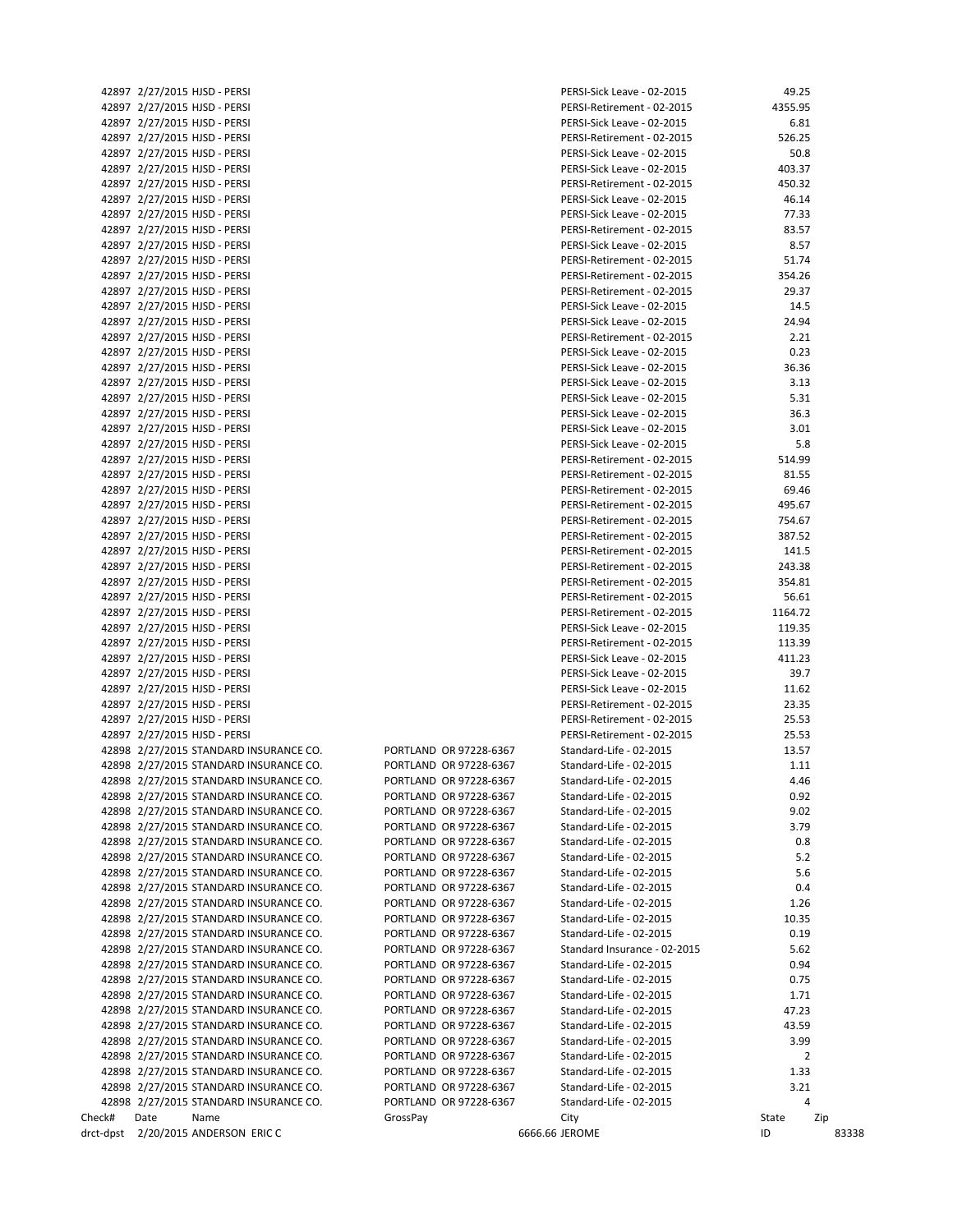| | | | | | | |
|---|---|---|---|---|---|---|
| 42897 | 2/27/2015 | HJSD - PERSI | | PERSI-Sick Leave - 02-2015 | 49.25 | |
| 42897 | 2/27/2015 | HJSD - PERSI | | PERSI-Retirement - 02-2015 | 4355.95 | |
| 42897 | 2/27/2015 | HJSD - PERSI | | PERSI-Sick Leave - 02-2015 | 6.81 | |
| 42897 | 2/27/2015 | HJSD - PERSI | | PERSI-Retirement - 02-2015 | 526.25 | |
| 42897 | 2/27/2015 | HJSD - PERSI | | PERSI-Sick Leave - 02-2015 | 50.8 | |
| 42897 | 2/27/2015 | HJSD - PERSI | | PERSI-Sick Leave - 02-2015 | 403.37 | |
| 42897 | 2/27/2015 | HJSD - PERSI | | PERSI-Retirement - 02-2015 | 450.32 | |
| 42897 | 2/27/2015 | HJSD - PERSI | | PERSI-Sick Leave - 02-2015 | 46.14 | |
| 42897 | 2/27/2015 | HJSD - PERSI | | PERSI-Sick Leave - 02-2015 | 77.33 | |
| 42897 | 2/27/2015 | HJSD - PERSI | | PERSI-Retirement - 02-2015 | 83.57 | |
| 42897 | 2/27/2015 | HJSD - PERSI | | PERSI-Sick Leave - 02-2015 | 8.57 | |
| 42897 | 2/27/2015 | HJSD - PERSI | | PERSI-Retirement - 02-2015 | 51.74 | |
| 42897 | 2/27/2015 | HJSD - PERSI | | PERSI-Retirement - 02-2015 | 354.26 | |
| 42897 | 2/27/2015 | HJSD - PERSI | | PERSI-Retirement - 02-2015 | 29.37 | |
| 42897 | 2/27/2015 | HJSD - PERSI | | PERSI-Sick Leave - 02-2015 | 14.5 | |
| 42897 | 2/27/2015 | HJSD - PERSI | | PERSI-Sick Leave - 02-2015 | 24.94 | |
| 42897 | 2/27/2015 | HJSD - PERSI | | PERSI-Retirement - 02-2015 | 2.21 | |
| 42897 | 2/27/2015 | HJSD - PERSI | | PERSI-Sick Leave - 02-2015 | 0.23 | |
| 42897 | 2/27/2015 | HJSD - PERSI | | PERSI-Sick Leave - 02-2015 | 36.36 | |
| 42897 | 2/27/2015 | HJSD - PERSI | | PERSI-Sick Leave - 02-2015 | 3.13 | |
| 42897 | 2/27/2015 | HJSD - PERSI | | PERSI-Sick Leave - 02-2015 | 5.31 | |
| 42897 | 2/27/2015 | HJSD - PERSI | | PERSI-Sick Leave - 02-2015 | 36.3 | |
| 42897 | 2/27/2015 | HJSD - PERSI | | PERSI-Sick Leave - 02-2015 | 3.01 | |
| 42897 | 2/27/2015 | HJSD - PERSI | | PERSI-Sick Leave - 02-2015 | 5.8 | |
| 42897 | 2/27/2015 | HJSD - PERSI | | PERSI-Retirement - 02-2015 | 514.99 | |
| 42897 | 2/27/2015 | HJSD - PERSI | | PERSI-Retirement - 02-2015 | 81.55 | |
| 42897 | 2/27/2015 | HJSD - PERSI | | PERSI-Retirement - 02-2015 | 69.46 | |
| 42897 | 2/27/2015 | HJSD - PERSI | | PERSI-Retirement - 02-2015 | 495.67 | |
| 42897 | 2/27/2015 | HJSD - PERSI | | PERSI-Retirement - 02-2015 | 754.67 | |
| 42897 | 2/27/2015 | HJSD - PERSI | | PERSI-Retirement - 02-2015 | 387.52 | |
| 42897 | 2/27/2015 | HJSD - PERSI | | PERSI-Retirement - 02-2015 | 141.5 | |
| 42897 | 2/27/2015 | HJSD - PERSI | | PERSI-Retirement - 02-2015 | 243.38 | |
| 42897 | 2/27/2015 | HJSD - PERSI | | PERSI-Retirement - 02-2015 | 354.81 | |
| 42897 | 2/27/2015 | HJSD - PERSI | | PERSI-Retirement - 02-2015 | 56.61 | |
| 42897 | 2/27/2015 | HJSD - PERSI | | PERSI-Retirement - 02-2015 | 1164.72 | |
| 42897 | 2/27/2015 | HJSD - PERSI | | PERSI-Sick Leave - 02-2015 | 119.35 | |
| 42897 | 2/27/2015 | HJSD - PERSI | | PERSI-Retirement - 02-2015 | 113.39 | |
| 42897 | 2/27/2015 | HJSD - PERSI | | PERSI-Sick Leave - 02-2015 | 411.23 | |
| 42897 | 2/27/2015 | HJSD - PERSI | | PERSI-Sick Leave - 02-2015 | 39.7 | |
| 42897 | 2/27/2015 | HJSD - PERSI | | PERSI-Sick Leave - 02-2015 | 11.62 | |
| 42897 | 2/27/2015 | HJSD - PERSI | | PERSI-Retirement - 02-2015 | 23.35 | |
| 42897 | 2/27/2015 | HJSD - PERSI | | PERSI-Retirement - 02-2015 | 25.53 | |
| 42897 | 2/27/2015 | HJSD - PERSI | | PERSI-Retirement - 02-2015 | 25.53 | |
| 42898 | 2/27/2015 | STANDARD INSURANCE CO. | PORTLAND OR 97228-6367 | Standard-Life - 02-2015 | 13.57 | |
| 42898 | 2/27/2015 | STANDARD INSURANCE CO. | PORTLAND OR 97228-6367 | Standard-Life - 02-2015 | 1.11 | |
| 42898 | 2/27/2015 | STANDARD INSURANCE CO. | PORTLAND OR 97228-6367 | Standard-Life - 02-2015 | 4.46 | |
| 42898 | 2/27/2015 | STANDARD INSURANCE CO. | PORTLAND OR 97228-6367 | Standard-Life - 02-2015 | 0.92 | |
| 42898 | 2/27/2015 | STANDARD INSURANCE CO. | PORTLAND OR 97228-6367 | Standard-Life - 02-2015 | 9.02 | |
| 42898 | 2/27/2015 | STANDARD INSURANCE CO. | PORTLAND OR 97228-6367 | Standard-Life - 02-2015 | 3.79 | |
| 42898 | 2/27/2015 | STANDARD INSURANCE CO. | PORTLAND OR 97228-6367 | Standard-Life - 02-2015 | 0.8 | |
| 42898 | 2/27/2015 | STANDARD INSURANCE CO. | PORTLAND OR 97228-6367 | Standard-Life - 02-2015 | 5.2 | |
| 42898 | 2/27/2015 | STANDARD INSURANCE CO. | PORTLAND OR 97228-6367 | Standard-Life - 02-2015 | 5.6 | |
| 42898 | 2/27/2015 | STANDARD INSURANCE CO. | PORTLAND OR 97228-6367 | Standard-Life - 02-2015 | 0.4 | |
| 42898 | 2/27/2015 | STANDARD INSURANCE CO. | PORTLAND OR 97228-6367 | Standard-Life - 02-2015 | 1.26 | |
| 42898 | 2/27/2015 | STANDARD INSURANCE CO. | PORTLAND OR 97228-6367 | Standard-Life - 02-2015 | 10.35 | |
| 42898 | 2/27/2015 | STANDARD INSURANCE CO. | PORTLAND OR 97228-6367 | Standard-Life - 02-2015 | 0.19 | |
| 42898 | 2/27/2015 | STANDARD INSURANCE CO. | PORTLAND OR 97228-6367 | Standard Insurance - 02-2015 | 5.62 | |
| 42898 | 2/27/2015 | STANDARD INSURANCE CO. | PORTLAND OR 97228-6367 | Standard-Life - 02-2015 | 0.94 | |
| 42898 | 2/27/2015 | STANDARD INSURANCE CO. | PORTLAND OR 97228-6367 | Standard-Life - 02-2015 | 0.75 | |
| 42898 | 2/27/2015 | STANDARD INSURANCE CO. | PORTLAND OR 97228-6367 | Standard-Life - 02-2015 | 1.71 | |
| 42898 | 2/27/2015 | STANDARD INSURANCE CO. | PORTLAND OR 97228-6367 | Standard-Life - 02-2015 | 47.23 | |
| 42898 | 2/27/2015 | STANDARD INSURANCE CO. | PORTLAND OR 97228-6367 | Standard-Life - 02-2015 | 43.59 | |
| 42898 | 2/27/2015 | STANDARD INSURANCE CO. | PORTLAND OR 97228-6367 | Standard-Life - 02-2015 | 3.99 | |
| 42898 | 2/27/2015 | STANDARD INSURANCE CO. | PORTLAND OR 97228-6367 | Standard-Life - 02-2015 | 2 | |
| 42898 | 2/27/2015 | STANDARD INSURANCE CO. | PORTLAND OR 97228-6367 | Standard-Life - 02-2015 | 1.33 | |
| 42898 | 2/27/2015 | STANDARD INSURANCE CO. | PORTLAND OR 97228-6367 | Standard-Life - 02-2015 | 3.21 | |
| 42898 | 2/27/2015 | STANDARD INSURANCE CO. | PORTLAND OR 97228-6367 | Standard-Life - 02-2015 | 4 | |

| Check# | Date | Name | GrossPay | City | State | Zip |
|---|---|---|---|---|---|---|
| drct-dpst | 2/20/2015 | ANDERSON ERIC C | 6666.66 | JEROME | ID | 83338 |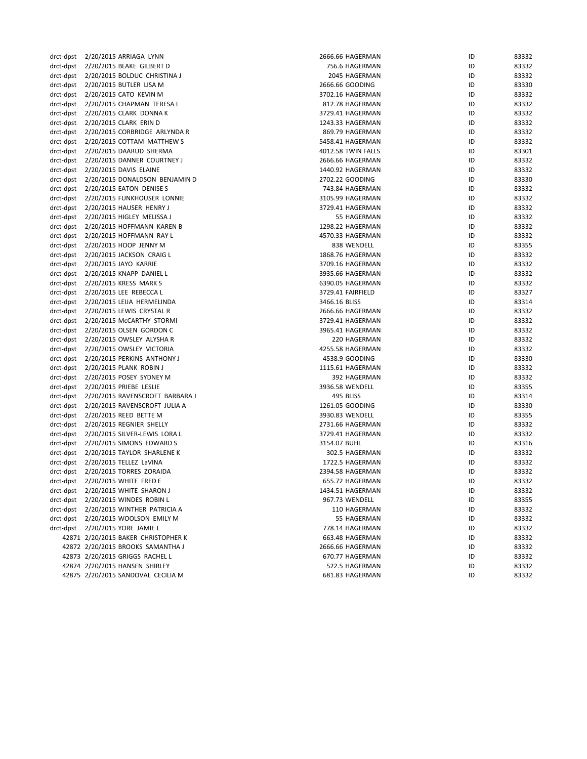| | | | | | | |
|---|---|---|---|---|---|---|
| drct-dpst | 2/20/2015 | ARRIAGA LYNN | 2666.66 | HAGERMAN | ID | 83332 |
| drct-dpst | 2/20/2015 | BLAKE GILBERT D | 756.6 | HAGERMAN | ID | 83332 |
| drct-dpst | 2/20/2015 | BOLDUC CHRISTINA J | 2045 | HAGERMAN | ID | 83332 |
| drct-dpst | 2/20/2015 | BUTLER LISA M | 2666.66 | GOODING | ID | 83330 |
| drct-dpst | 2/20/2015 | CATO KEVIN M | 3702.16 | HAGERMAN | ID | 83332 |
| drct-dpst | 2/20/2015 | CHAPMAN TERESA L | 812.78 | HAGERMAN | ID | 83332 |
| drct-dpst | 2/20/2015 | CLARK DONNA K | 3729.41 | HAGERMAN | ID | 83332 |
| drct-dpst | 2/20/2015 | CLARK ERIN D | 1243.33 | HAGERMAN | ID | 83332 |
| drct-dpst | 2/20/2015 | CORBRIDGE ARLYNDA R | 869.79 | HAGERMAN | ID | 83332 |
| drct-dpst | 2/20/2015 | COTTAM MATTHEW S | 5458.41 | HAGERMAN | ID | 83332 |
| drct-dpst | 2/20/2015 | DAARUD SHERMA | 4012.58 | TWIN FALLS | ID | 83301 |
| drct-dpst | 2/20/2015 | DANNER COURTNEY J | 2666.66 | HAGERMAN | ID | 83332 |
| drct-dpst | 2/20/2015 | DAVIS ELAINE | 1440.92 | HAGERMAN | ID | 83332 |
| drct-dpst | 2/20/2015 | DONALDSON BENJAMIN D | 2702.22 | GOODING | ID | 83330 |
| drct-dpst | 2/20/2015 | EATON DENISE S | 743.84 | HAGERMAN | ID | 83332 |
| drct-dpst | 2/20/2015 | FUNKHOUSER LONNIE | 3105.99 | HAGERMAN | ID | 83332 |
| drct-dpst | 2/20/2015 | HAUSER HENRY J | 3729.41 | HAGERMAN | ID | 83332 |
| drct-dpst | 2/20/2015 | HIGLEY MELISSA J | 55 | HAGERMAN | ID | 83332 |
| drct-dpst | 2/20/2015 | HOFFMANN KAREN B | 1298.22 | HAGERMAN | ID | 83332 |
| drct-dpst | 2/20/2015 | HOFFMANN RAY L | 4570.33 | HAGERMAN | ID | 83332 |
| drct-dpst | 2/20/2015 | HOOP JENNY M | 838 | WENDELL | ID | 83355 |
| drct-dpst | 2/20/2015 | JACKSON CRAIG L | 1868.76 | HAGERMAN | ID | 83332 |
| drct-dpst | 2/20/2015 | JAYO KARRIE | 3709.16 | HAGERMAN | ID | 83332 |
| drct-dpst | 2/20/2015 | KNAPP DANIEL L | 3935.66 | HAGERMAN | ID | 83332 |
| drct-dpst | 2/20/2015 | KRESS MARK S | 6390.05 | HAGERMAN | ID | 83332 |
| drct-dpst | 2/20/2015 | LEE REBECCA L | 3729.41 | FAIRFIELD | ID | 83327 |
| drct-dpst | 2/20/2015 | LEIJA HERMELINDA | 3466.16 | BLISS | ID | 83314 |
| drct-dpst | 2/20/2015 | LEWIS CRYSTAL R | 2666.66 | HAGERMAN | ID | 83332 |
| drct-dpst | 2/20/2015 | McCARTHY STORMI | 3729.41 | HAGERMAN | ID | 83332 |
| drct-dpst | 2/20/2015 | OLSEN GORDON C | 3965.41 | HAGERMAN | ID | 83332 |
| drct-dpst | 2/20/2015 | OWSLEY ALYSHA R | 220 | HAGERMAN | ID | 83332 |
| drct-dpst | 2/20/2015 | OWSLEY VICTORIA | 4255.58 | HAGERMAN | ID | 83332 |
| drct-dpst | 2/20/2015 | PERKINS ANTHONY J | 4538.9 | GOODING | ID | 83330 |
| drct-dpst | 2/20/2015 | PLANK ROBIN J | 1115.61 | HAGERMAN | ID | 83332 |
| drct-dpst | 2/20/2015 | POSEY SYDNEY M | 392 | HAGERMAN | ID | 83332 |
| drct-dpst | 2/20/2015 | PRIEBE LESLIE | 3936.58 | WENDELL | ID | 83355 |
| drct-dpst | 2/20/2015 | RAVENSCROFT BARBARA J | 495 | BLISS | ID | 83314 |
| drct-dpst | 2/20/2015 | RAVENSCROFT JULIA A | 1261.05 | GOODING | ID | 83330 |
| drct-dpst | 2/20/2015 | REED BETTE M | 3930.83 | WENDELL | ID | 83355 |
| drct-dpst | 2/20/2015 | REGNIER SHELLY | 2731.66 | HAGERMAN | ID | 83332 |
| drct-dpst | 2/20/2015 | SILVER-LEWIS LORA L | 3729.41 | HAGERMAN | ID | 83332 |
| drct-dpst | 2/20/2015 | SIMONS EDWARD S | 3154.07 | BUHL | ID | 83316 |
| drct-dpst | 2/20/2015 | TAYLOR SHARLENE K | 302.5 | HAGERMAN | ID | 83332 |
| drct-dpst | 2/20/2015 | TELLEZ LaVINA | 1722.5 | HAGERMAN | ID | 83332 |
| drct-dpst | 2/20/2015 | TORRES ZORAIDA | 2394.58 | HAGERMAN | ID | 83332 |
| drct-dpst | 2/20/2015 | WHITE FRED E | 655.72 | HAGERMAN | ID | 83332 |
| drct-dpst | 2/20/2015 | WHITE SHARON J | 1434.51 | HAGERMAN | ID | 83332 |
| drct-dpst | 2/20/2015 | WINDES ROBIN L | 967.73 | WENDELL | ID | 83355 |
| drct-dpst | 2/20/2015 | WINTHER PATRICIA A | 110 | HAGERMAN | ID | 83332 |
| drct-dpst | 2/20/2015 | WOOLSON EMILY M | 55 | HAGERMAN | ID | 83332 |
| drct-dpst | 2/20/2015 | YORE JAMIE L | 778.14 | HAGERMAN | ID | 83332 |
| 42871 | 2/20/2015 | BAKER CHRISTOPHER K | 663.48 | HAGERMAN | ID | 83332 |
| 42872 | 2/20/2015 | BROOKS SAMANTHA J | 2666.66 | HAGERMAN | ID | 83332 |
| 42873 | 2/20/2015 | GRIGGS RACHEL L | 670.77 | HAGERMAN | ID | 83332 |
| 42874 | 2/20/2015 | HANSEN SHIRLEY | 522.5 | HAGERMAN | ID | 83332 |
| 42875 | 2/20/2015 | SANDOVAL CECILIA M | 681.83 | HAGERMAN | ID | 83332 |